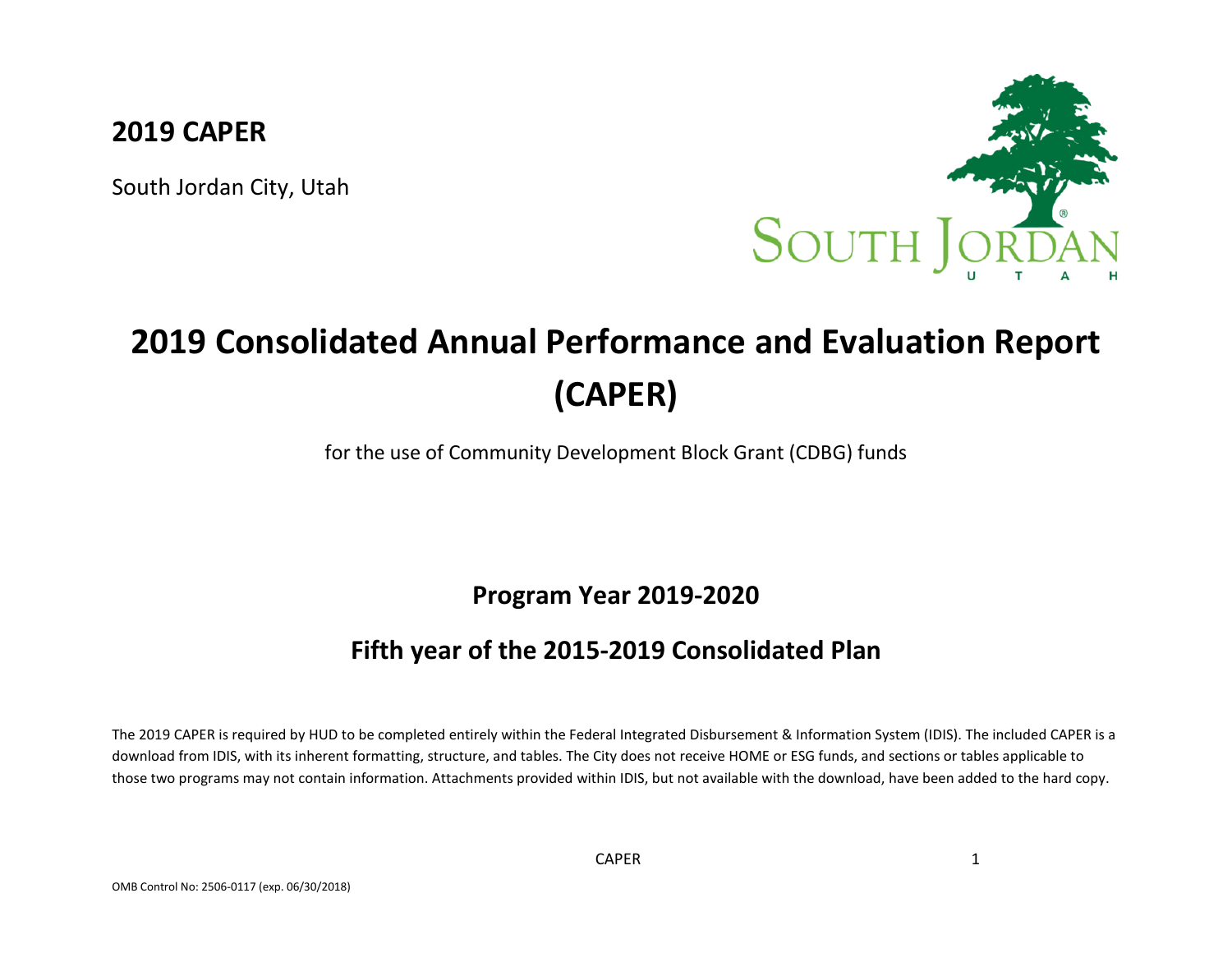**2019 CAPER**

South Jordan City, Utah

# 2019 Consolidated Annual Performance and Evaluation Report (CAPER)

for the use of Community Development Block Grant (CDBG) funds

## Program Year 2019-2020

## Fifth year of the 2015-2019 Consolidated Plan

The 2019 CAPER is required by HUD to be completed entirely within the Federal Integrated Disbursement & Information System (IDIS). The included CAPER is a download from IDIS, with its inherent formatting, structure, and tables. The City does not receive HOME or ESG funds, and sections or tables applicable to those two programs may not contain information. Attachments provided within IDIS, but not available with the download, have been added to the hard copy.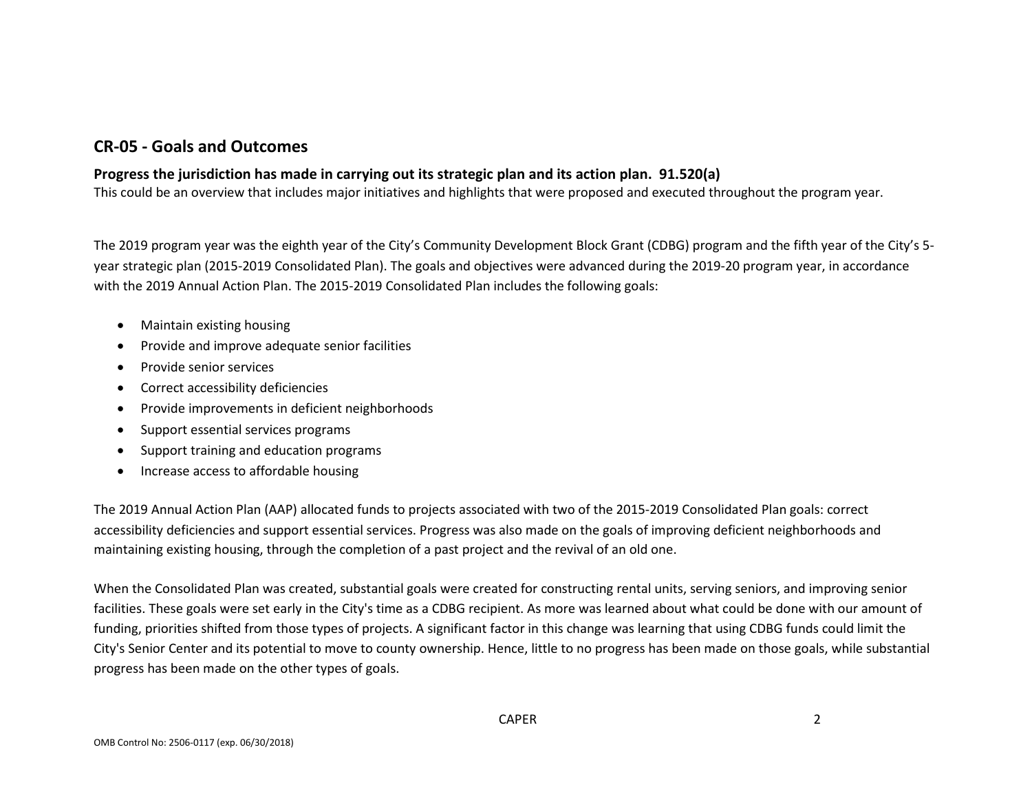## CR-05 - Goals and Outcomes

### Progress the jurisdiction has made in carrying out its strategic plan and its action plan. 91.520(a)

This could be an overview that includes major initiatives and highlights that were proposed and executed throughout the program year.

The 2019 program year was the eighth year of the City's Community Development Block Grant (CDBG) program and the fifth year of the City's 5-year strategic plan (2015-2019 Consolidated Plan). The goals and objectives were advanced during the 2019-20 program year, in accordance with the 2019 Annual Action Plan. The 2015-2019 Consolidated Plan includes the following goals:

- Maintain existing housing
- Provide and improve adequate senior facilities
- Provide senior services
- Correct accessibility deficiencies
- Provide improvements in deficient neighborhoods
- Support essential services programs
- Support training and education programs
- Increase access to affordable housing

The 2019 Annual Action Plan (AAP) allocated funds to projects associated with two of the 2015-2019 Consolidated Plan goals: correct accessibility deficiencies and support essential services. Progress was also made on the goals of improving deficient neighborhoods and maintaining existing housing, through the completion of a past project and the revival of an old one.

When the Consolidated Plan was created, substantial goals were created for constructing rental units, serving seniors, and improving senior facilities. These goals were set early in the City's time as a CDBG recipient. As more was learned about what could be done with our amount of funding, priorities shifted from those types of projects. A significant factor in this change was learning that using CDBG funds could limit the City's Senior Center and its potential to move to county ownership. Hence, little to no progress has been made on those goals, while substantial progress has been made on the other types of goals.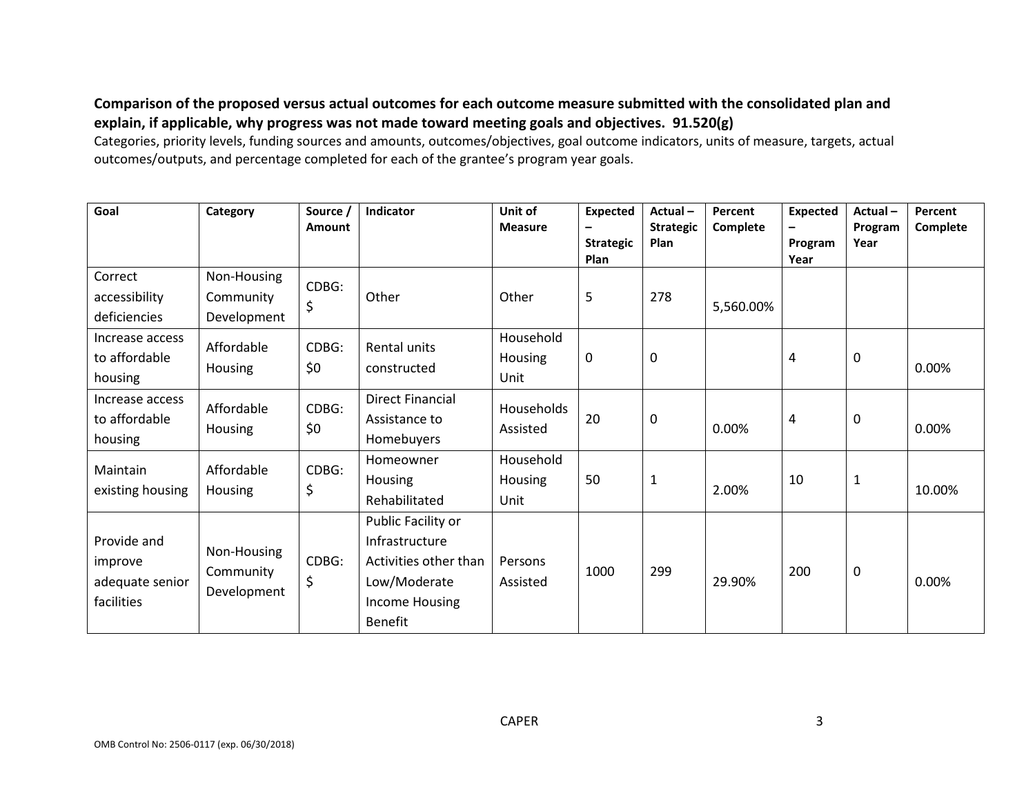**Comparison of the proposed versus actual outcomes for each outcome measure submitted with the consolidated plan and explain, if applicable, why progress was not made toward meeting goals and objectives. 91.520(g)**

Categories, priority levels, funding sources and amounts, outcomes/objectives, goal outcome indicators, units of measure, targets, actual outcomes/outputs, and percentage completed for each of the grantee's program year goals.

| Goal | Category | Source / Amount | Indicator | Unit of Measure | Expected – Strategic Plan | Actual – Strategic Plan | Percent Complete | Expected – Program Year | Actual – Program Year | Percent Complete |
|---|---|---|---|---|---|---|---|---|---|---|
| Correct accessibility deficiencies | Non-Housing Community Development | CDBG: $ | Other | Other | 5 | 278 | 5,560.00% | | | |
| Increase access to affordable housing | Affordable Housing | CDBG: $0 | Rental units constructed | Household Housing Unit | 0 | 0 | | 4 | 0 | 0.00% |
| Increase access to affordable housing | Affordable Housing | CDBG: $0 | Direct Financial Assistance to Homebuyers | Households Assisted | 20 | 0 | 0.00% | 4 | 0 | 0.00% |
| Maintain existing housing | Affordable Housing | CDBG: $ | Homeowner Housing Rehabilitated | Household Housing Unit | 50 | 1 | 2.00% | 10 | 1 | 10.00% |
| Provide and improve adequate senior facilities | Non-Housing Community Development | CDBG: $ | Public Facility or Infrastructure Activities other than Low/Moderate Income Housing Benefit | Persons Assisted | 1000 | 299 | 29.90% | 200 | 0 | 0.00% |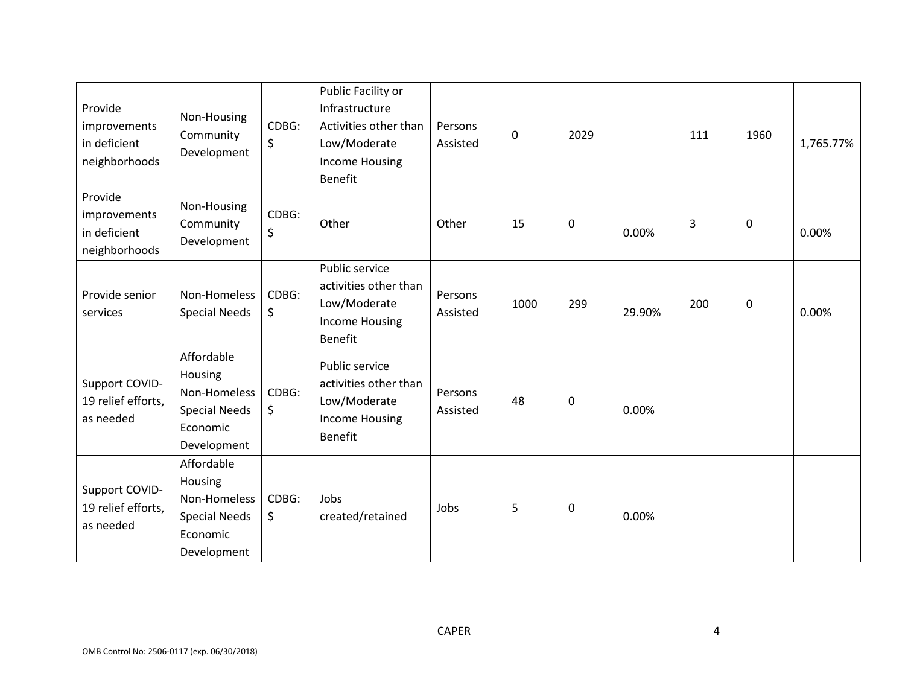| Provide improvements in deficient neighborhoods | Non-Housing Community Development | CDBG: $ | Public Facility or Infrastructure Activities other than Low/Moderate Income Housing Benefit | Persons Assisted | 0 | 2029 | | 111 | 1960 | 1,765.77% |
|---|---|---|---|---|---|---|---|---|---|---|
| Provide improvements in deficient neighborhoods | Non-Housing Community Development | CDBG: $ | Other | Other | 15 | 0 | 0.00% | 3 | 0 | 0.00% |
| Provide senior services | Non-Homeless Special Needs | CDBG: $ | Public service activities other than Low/Moderate Income Housing Benefit | Persons Assisted | 1000 | 299 | 29.90% | 200 | 0 | 0.00% |
| Support COVID-19 relief efforts, as needed | Affordable Housing Non-Homeless Special Needs Economic Development | CDBG: $ | Public service activities other than Low/Moderate Income Housing Benefit | Persons Assisted | 48 | 0 | 0.00% | | | |
| Support COVID-19 relief efforts, as needed | Affordable Housing Non-Homeless Special Needs Economic Development | CDBG: $ | Jobs created/retained | Jobs | 5 | 0 | 0.00% | | | |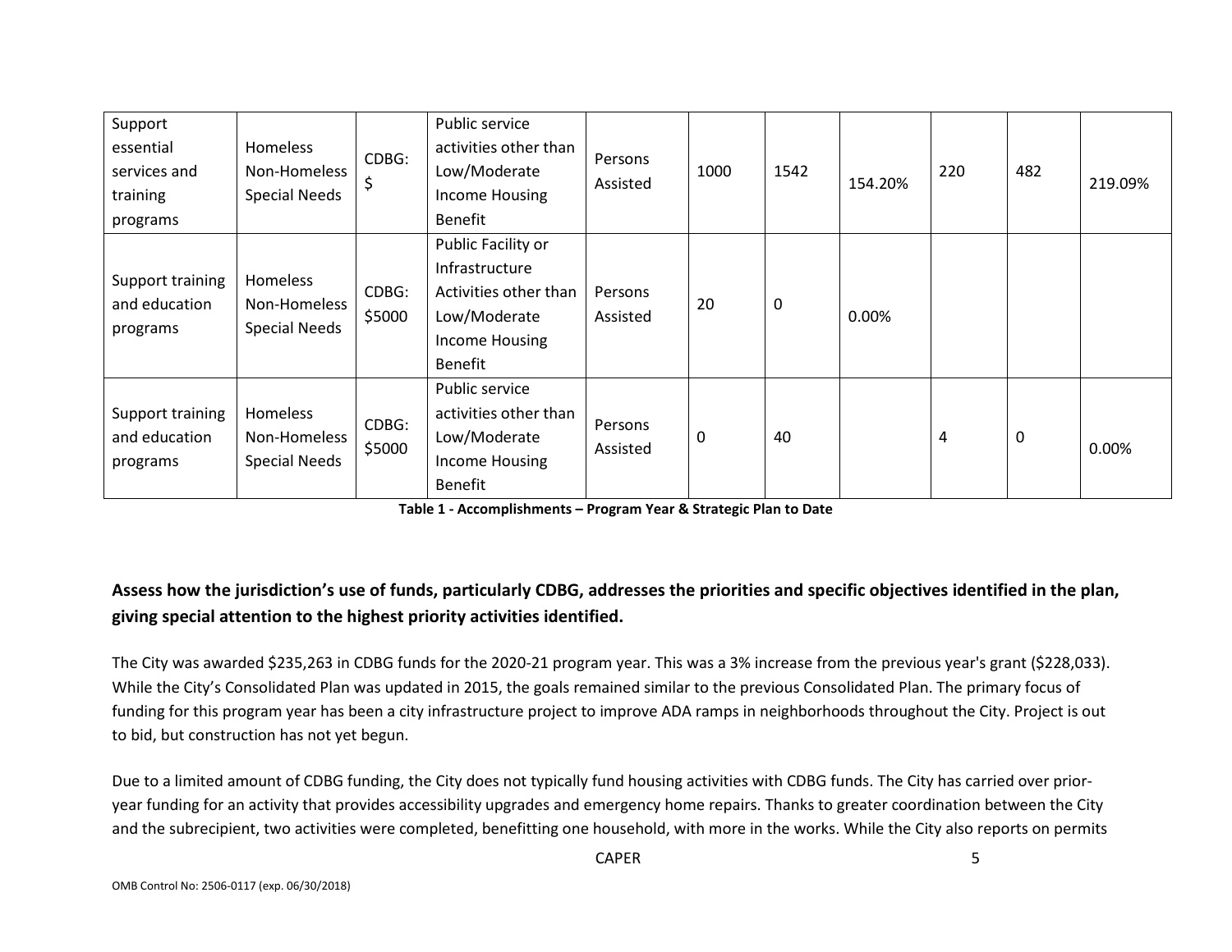| Support essential services and training programs | Homeless Non-Homeless Special Needs | CDBG: $ | Public service activities other than Low/Moderate Income Housing Benefit | Persons Assisted | 1000 | 1542 | 154.20% | 220 | 482 | 219.09% |
|---|---|---|---|---|---|---|---|---|---|---|
| Support training and education programs | Homeless Non-Homeless Special Needs | CDBG: $5000 | Public Facility or Infrastructure Activities other than Low/Moderate Income Housing Benefit | Persons Assisted | 20 | 0 | 0.00% | | | |
| Support training and education programs | Homeless Non-Homeless Special Needs | CDBG: $5000 | Public service activities other than Low/Moderate Income Housing Benefit | Persons Assisted | 0 | 40 | | 4 | 0 | 0.00% |

**Table 1 - Accomplishments – Program Year & Strategic Plan to Date**

**Assess how the jurisdiction's use of funds, particularly CDBG, addresses the priorities and specific objectives identified in the plan, giving special attention to the highest priority activities identified.**

The City was awarded $235,263 in CDBG funds for the 2020-21 program year. This was a 3% increase from the previous year's grant ($228,033). While the City's Consolidated Plan was updated in 2015, the goals remained similar to the previous Consolidated Plan. The primary focus of funding for this program year has been a city infrastructure project to improve ADA ramps in neighborhoods throughout the City. Project is out to bid, but construction has not yet begun.

Due to a limited amount of CDBG funding, the City does not typically fund housing activities with CDBG funds. The City has carried over prior-year funding for an activity that provides accessibility upgrades and emergency home repairs. Thanks to greater coordination between the City and the subrecipient, two activities were completed, benefitting one household, with more in the works. While the City also reports on permits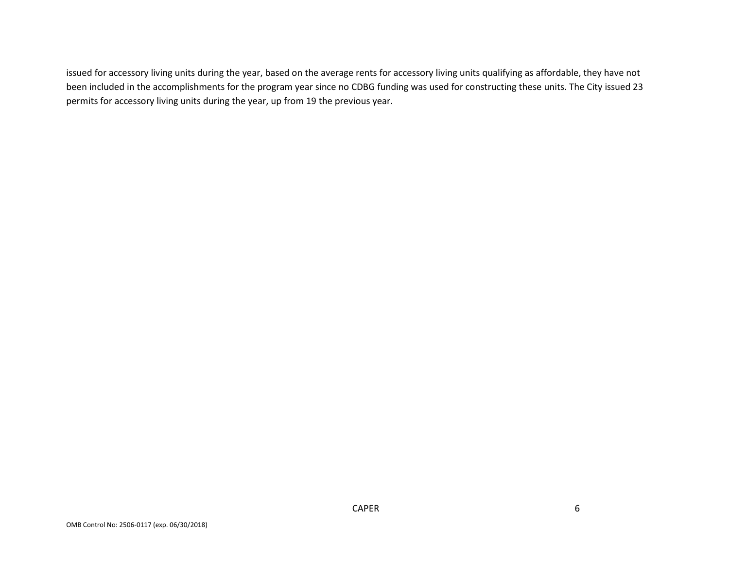issued for accessory living units during the year, based on the average rents for accessory living units qualifying as affordable, they have not been included in the accomplishments for the program year since no CDBG funding was used for constructing these units. The City issued 23 permits for accessory living units during the year, up from 19 the previous year.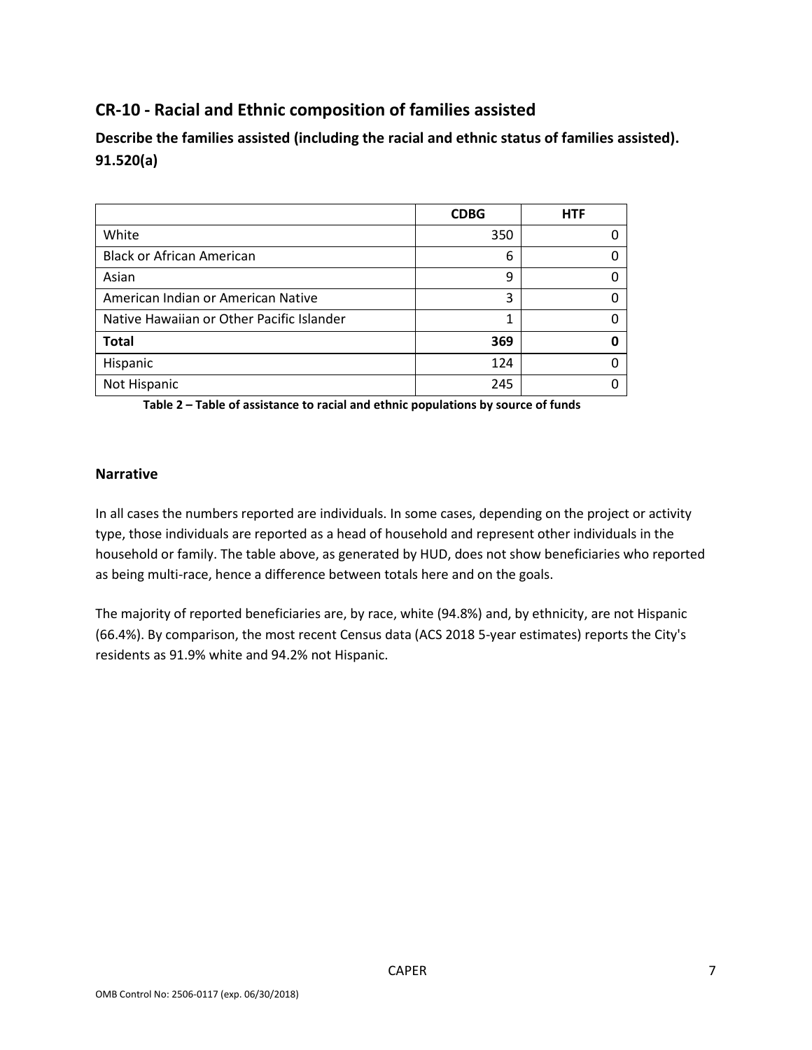## CR-10 - Racial and Ethnic composition of families assisted

### Describe the families assisted (including the racial and ethnic status of families assisted). 91.520(a)

| | CDBG | HTF |
|---|---|---|
| White | 350 | 0 |
| Black or African American | 6 | 0 |
| Asian | 9 | 0 |
| American Indian or American Native | 3 | 0 |
| Native Hawaiian or Other Pacific Islander | 1 | 0 |
| **Total** | **369** | **0** |
| Hispanic | 124 | 0 |
| Not Hispanic | 245 | 0 |

**Table 2 – Table of assistance to racial and ethnic populations by source of funds**

### Narrative

In all cases the numbers reported are individuals. In some cases, depending on the project or activity type, those individuals are reported as a head of household and represent other individuals in the household or family. The table above, as generated by HUD, does not show beneficiaries who reported as being multi-race, hence a difference between totals here and on the goals.

The majority of reported beneficiaries are, by race, white (94.8%) and, by ethnicity, are not Hispanic (66.4%). By comparison, the most recent Census data (ACS 2018 5-year estimates) reports the City's residents as 91.9% white and 94.2% not Hispanic.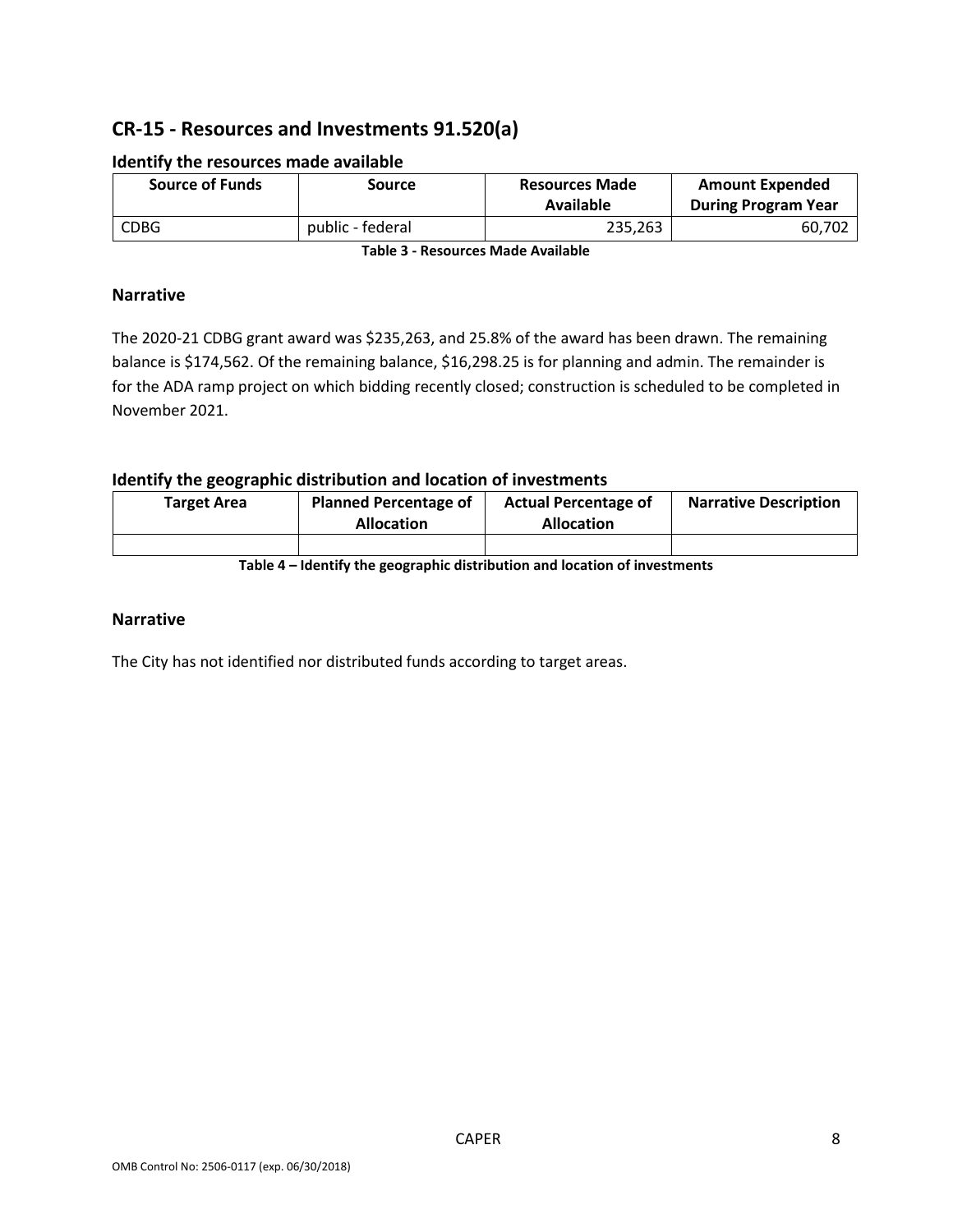## CR-15 - Resources and Investments 91.520(a)

### Identify the resources made available

| Source of Funds | Source | Resources Made Available | Amount Expended During Program Year |
|---|---|---|---|
| CDBG | public - federal | 235,263 | 60,702 |

**Table 3 - Resources Made Available**

### Narrative

The 2020-21 CDBG grant award was $235,263, and 25.8% of the award has been drawn. The remaining balance is $174,562. Of the remaining balance, $16,298.25 is for planning and admin. The remainder is for the ADA ramp project on which bidding recently closed; construction is scheduled to be completed in November 2021.

### Identify the geographic distribution and location of investments

| Target Area | Planned Percentage of Allocation | Actual Percentage of Allocation | Narrative Description |
|---|---|---|---|
| | | | |

**Table 4 – Identify the geographic distribution and location of investments**

### Narrative

The City has not identified nor distributed funds according to target areas.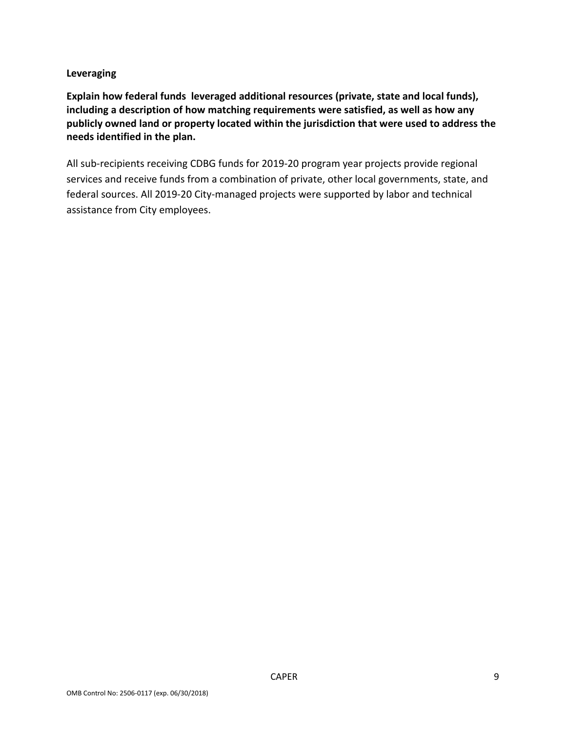**Leveraging**

**Explain how federal funds leveraged additional resources (private, state and local funds), including a description of how matching requirements were satisfied, as well as how any publicly owned land or property located within the jurisdiction that were used to address the needs identified in the plan.**

All sub-recipients receiving CDBG funds for 2019-20 program year projects provide regional services and receive funds from a combination of private, other local governments, state, and federal sources. All 2019-20 City-managed projects were supported by labor and technical assistance from City employees.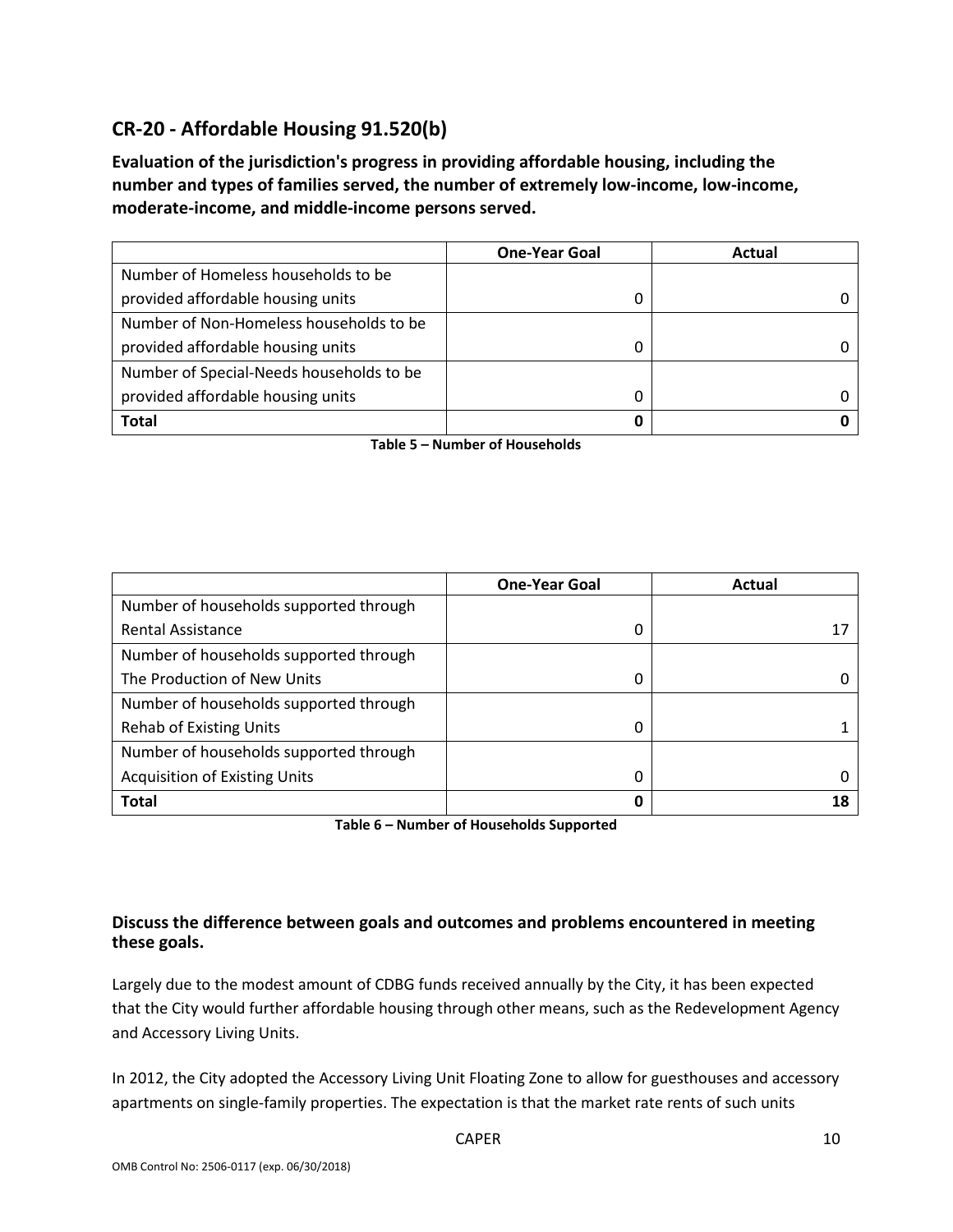## CR-20 - Affordable Housing 91.520(b)

**Evaluation of the jurisdiction's progress in providing affordable housing, including the number and types of families served, the number of extremely low-income, low-income, moderate-income, and middle-income persons served.**

| | One-Year Goal | Actual |
|---|---|---|
| Number of Homeless households to be provided affordable housing units | 0 | 0 |
| Number of Non-Homeless households to be provided affordable housing units | 0 | 0 |
| Number of Special-Needs households to be provided affordable housing units | 0 | 0 |
| **Total** | **0** | **0** |

**Table 5 – Number of Households**

| | One-Year Goal | Actual |
|---|---|---|
| Number of households supported through Rental Assistance | 0 | 17 |
| Number of households supported through The Production of New Units | 0 | 0 |
| Number of households supported through Rehab of Existing Units | 0 | 1 |
| Number of households supported through Acquisition of Existing Units | 0 | 0 |
| **Total** | **0** | **18** |

**Table 6 – Number of Households Supported**

**Discuss the difference between goals and outcomes and problems encountered in meeting these goals.**

Largely due to the modest amount of CDBG funds received annually by the City, it has been expected that the City would further affordable housing through other means, such as the Redevelopment Agency and Accessory Living Units.

In 2012, the City adopted the Accessory Living Unit Floating Zone to allow for guesthouses and accessory apartments on single-family properties. The expectation is that the market rate rents of such units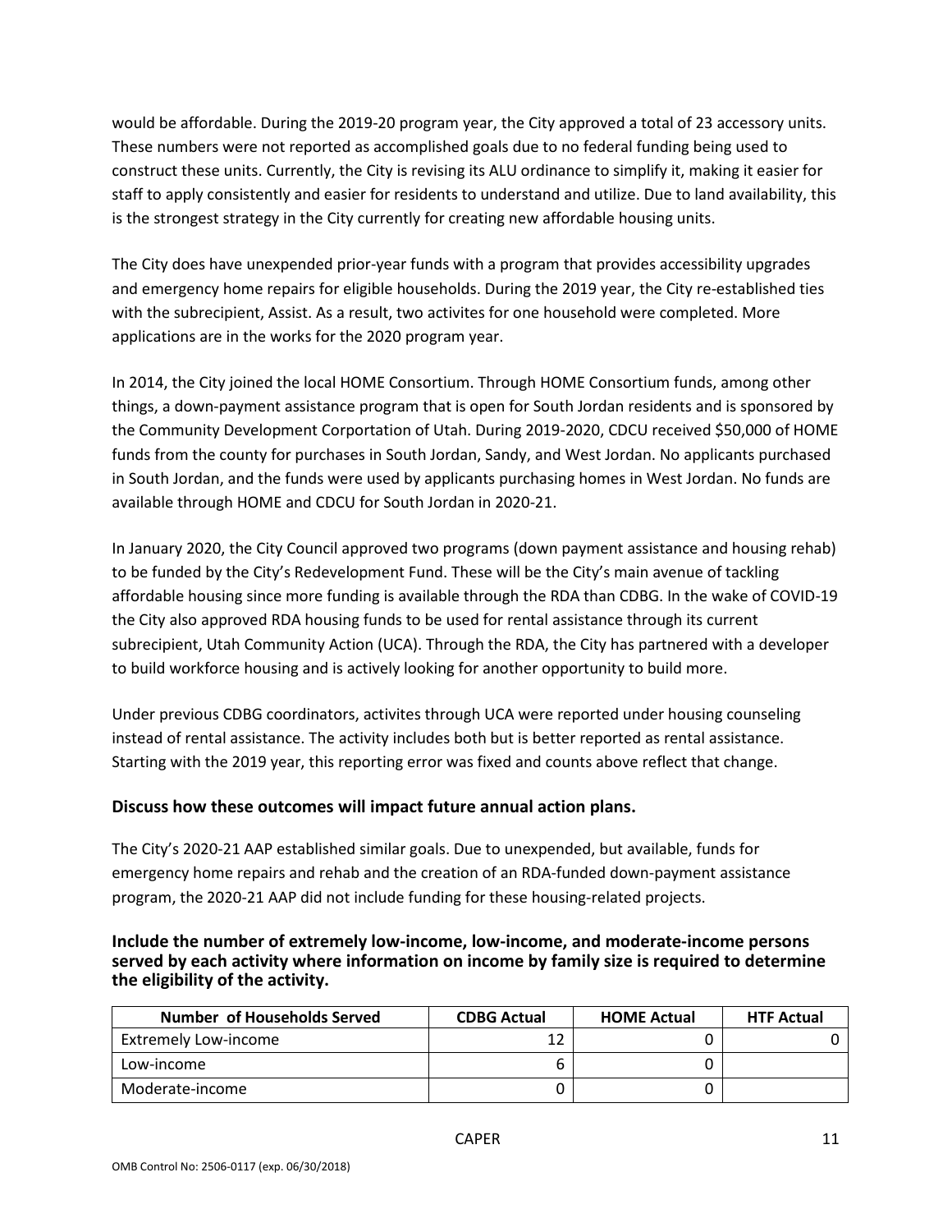would be affordable. During the 2019-20 program year, the City approved a total of 23 accessory units. These numbers were not reported as accomplished goals due to no federal funding being used to construct these units. Currently, the City is revising its ALU ordinance to simplify it, making it easier for staff to apply consistently and easier for residents to understand and utilize. Due to land availability, this is the strongest strategy in the City currently for creating new affordable housing units.

The City does have unexpended prior-year funds with a program that provides accessibility upgrades and emergency home repairs for eligible households. During the 2019 year, the City re-established ties with the subrecipient, Assist. As a result, two activites for one household were completed. More applications are in the works for the 2020 program year.

In 2014, the City joined the local HOME Consortium. Through HOME Consortium funds, among other things, a down-payment assistance program that is open for South Jordan residents and is sponsored by the Community Development Corportation of Utah. During 2019-2020, CDCU received $50,000 of HOME funds from the county for purchases in South Jordan, Sandy, and West Jordan. No applicants purchased in South Jordan, and the funds were used by applicants purchasing homes in West Jordan. No funds are available through HOME and CDCU for South Jordan in 2020-21.

In January 2020, the City Council approved two programs (down payment assistance and housing rehab) to be funded by the City's Redevelopment Fund. These will be the City's main avenue of tackling affordable housing since more funding is available through the RDA than CDBG. In the wake of COVID-19 the City also approved RDA housing funds to be used for rental assistance through its current subrecipient, Utah Community Action (UCA). Through the RDA, the City has partnered with a developer to build workforce housing and is actively looking for another opportunity to build more.

Under previous CDBG coordinators, activites through UCA were reported under housing counseling instead of rental assistance. The activity includes both but is better reported as rental assistance. Starting with the 2019 year, this reporting error was fixed and counts above reflect that change.

### Discuss how these outcomes will impact future annual action plans.

The City's 2020-21 AAP established similar goals. Due to unexpended, but available, funds for emergency home repairs and rehab and the creation of an RDA-funded down-payment assistance program, the 2020-21 AAP did not include funding for these housing-related projects.

### Include the number of extremely low-income, low-income, and moderate-income persons served by each activity where information on income by family size is required to determine the eligibility of the activity.

| Number of Households Served | CDBG Actual | HOME Actual | HTF Actual |
|---|---|---|---|
| Extremely Low-income | 12 | 0 | 0 |
| Low-income | 6 | 0 | |
| Moderate-income | 0 | 0 | |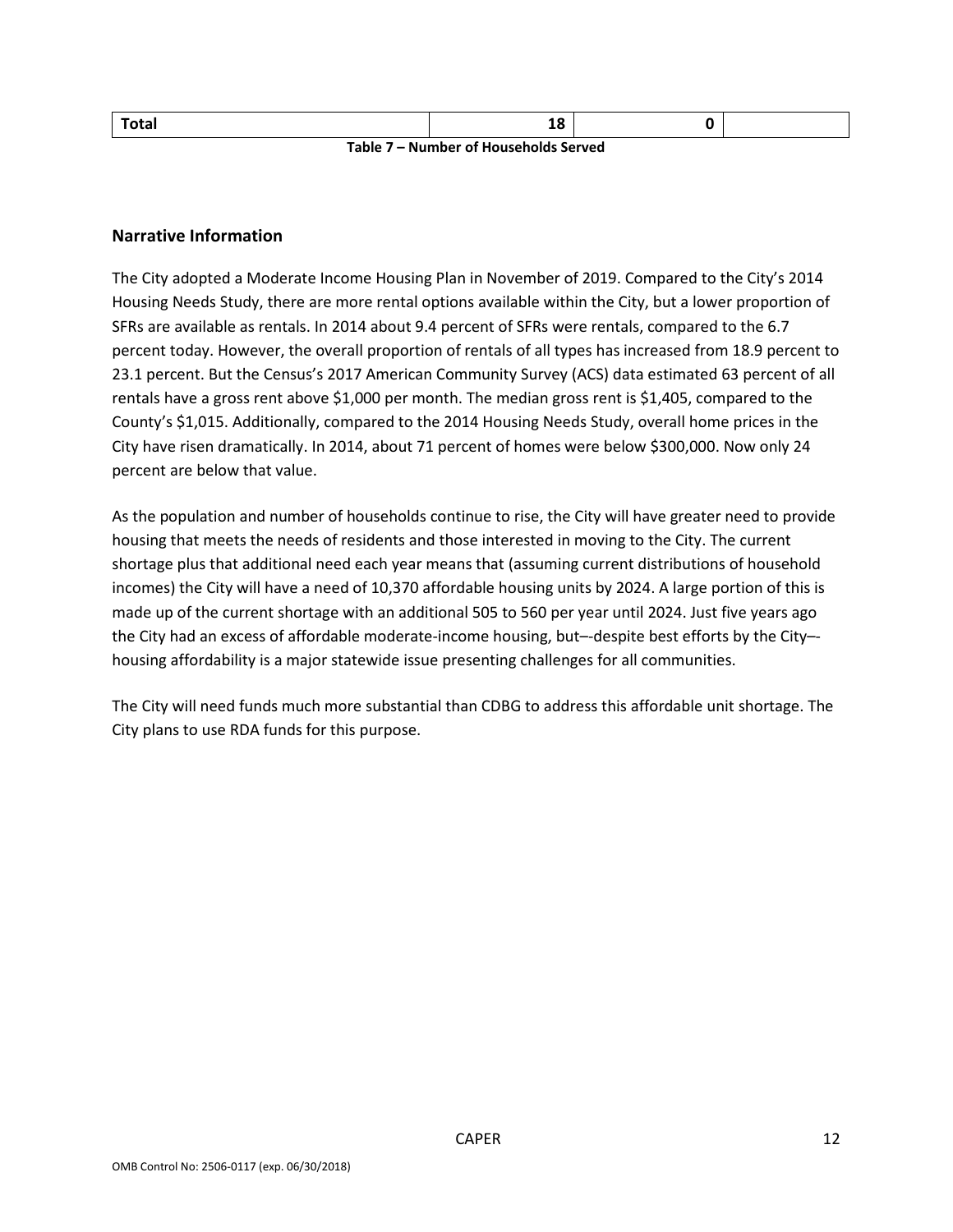| Total | 18 | 0 | |
|---|---|---|---|

**Table 7 – Number of Households Served**

## Narrative Information

The City adopted a Moderate Income Housing Plan in November of 2019. Compared to the City's 2014 Housing Needs Study, there are more rental options available within the City, but a lower proportion of SFRs are available as rentals. In 2014 about 9.4 percent of SFRs were rentals, compared to the 6.7 percent today. However, the overall proportion of rentals of all types has increased from 18.9 percent to 23.1 percent. But the Census's 2017 American Community Survey (ACS) data estimated 63 percent of all rentals have a gross rent above $1,000 per month. The median gross rent is $1,405, compared to the County's $1,015. Additionally, compared to the 2014 Housing Needs Study, overall home prices in the City have risen dramatically. In 2014, about 71 percent of homes were below $300,000. Now only 24 percent are below that value.

As the population and number of households continue to rise, the City will have greater need to provide housing that meets the needs of residents and those interested in moving to the City. The current shortage plus that additional need each year means that (assuming current distributions of household incomes) the City will have a need of 10,370 affordable housing units by 2024. A large portion of this is made up of the current shortage with an additional 505 to 560 per year until 2024. Just five years ago the City had an excess of affordable moderate-income housing, but–-despite best efforts by the City–-housing affordability is a major statewide issue presenting challenges for all communities.

The City will need funds much more substantial than CDBG to address this affordable unit shortage. The City plans to use RDA funds for this purpose.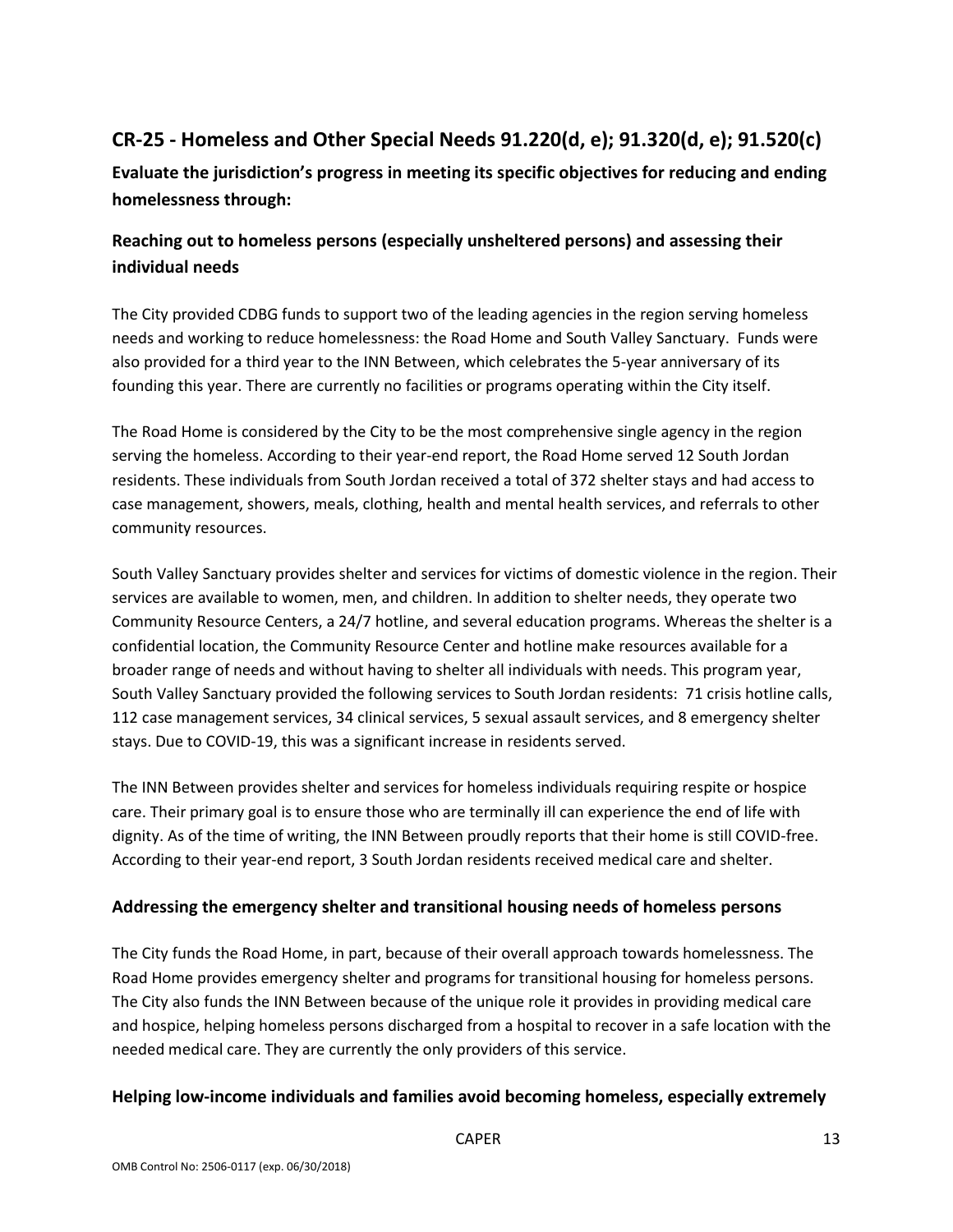## CR-25 - Homeless and Other Special Needs 91.220(d, e); 91.320(d, e); 91.520(c)

**Evaluate the jurisdiction's progress in meeting its specific objectives for reducing and ending homelessness through:**

### Reaching out to homeless persons (especially unsheltered persons) and assessing their individual needs

The City provided CDBG funds to support two of the leading agencies in the region serving homeless needs and working to reduce homelessness: the Road Home and South Valley Sanctuary. Funds were also provided for a third year to the INN Between, which celebrates the 5-year anniversary of its founding this year. There are currently no facilities or programs operating within the City itself.

The Road Home is considered by the City to be the most comprehensive single agency in the region serving the homeless. According to their year-end report, the Road Home served 12 South Jordan residents. These individuals from South Jordan received a total of 372 shelter stays and had access to case management, showers, meals, clothing, health and mental health services, and referrals to other community resources.

South Valley Sanctuary provides shelter and services for victims of domestic violence in the region. Their services are available to women, men, and children. In addition to shelter needs, they operate two Community Resource Centers, a 24/7 hotline, and several education programs. Whereas the shelter is a confidential location, the Community Resource Center and hotline make resources available for a broader range of needs and without having to shelter all individuals with needs. This program year, South Valley Sanctuary provided the following services to South Jordan residents: 71 crisis hotline calls, 112 case management services, 34 clinical services, 5 sexual assault services, and 8 emergency shelter stays. Due to COVID-19, this was a significant increase in residents served.

The INN Between provides shelter and services for homeless individuals requiring respite or hospice care. Their primary goal is to ensure those who are terminally ill can experience the end of life with dignity. As of the time of writing, the INN Between proudly reports that their home is still COVID-free. According to their year-end report, 3 South Jordan residents received medical care and shelter.

### Addressing the emergency shelter and transitional housing needs of homeless persons

The City funds the Road Home, in part, because of their overall approach towards homelessness. The Road Home provides emergency shelter and programs for transitional housing for homeless persons. The City also funds the INN Between because of the unique role it provides in providing medical care and hospice, helping homeless persons discharged from a hospital to recover in a safe location with the needed medical care. They are currently the only providers of this service.

### Helping low-income individuals and families avoid becoming homeless, especially extremely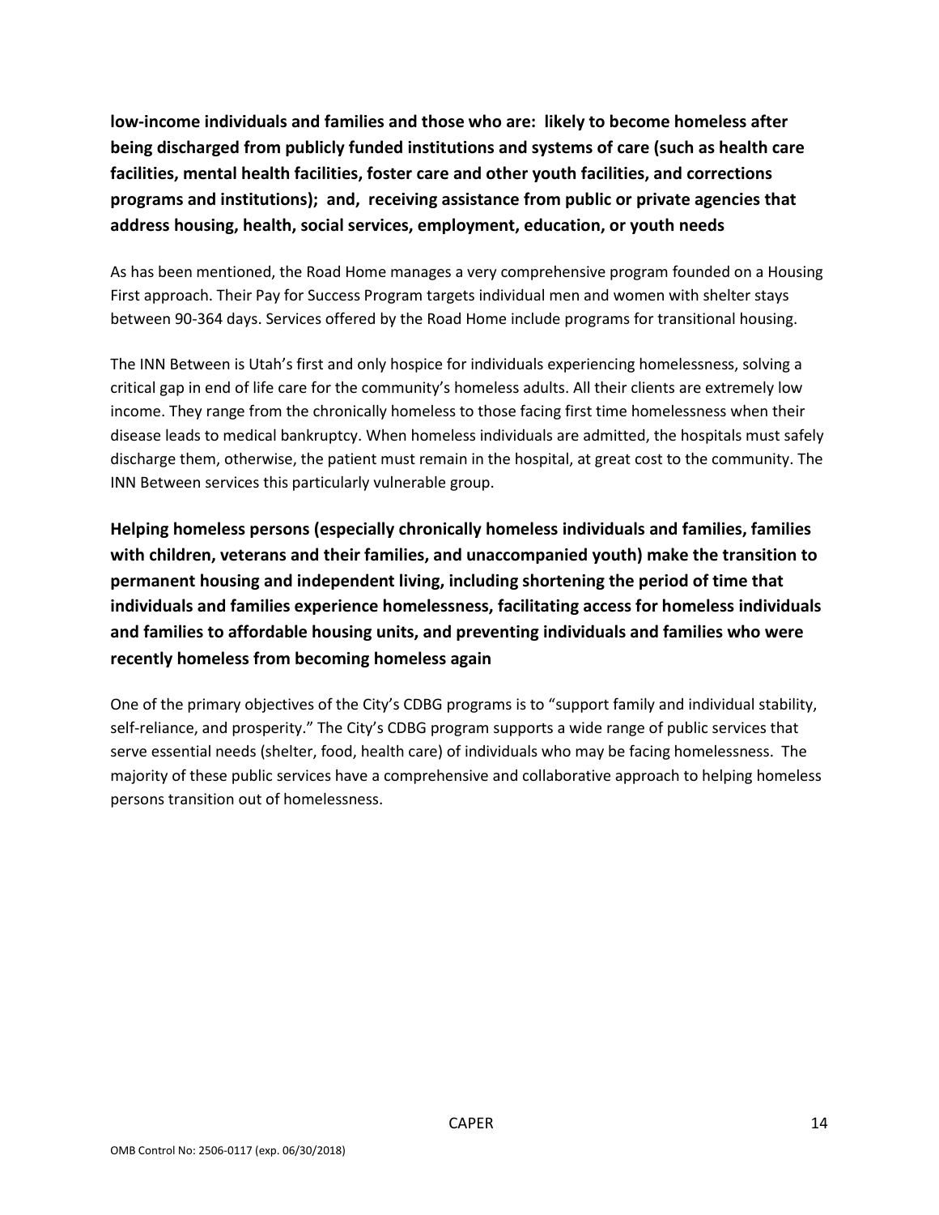**low-income individuals and families and those who are: likely to become homeless after being discharged from publicly funded institutions and systems of care (such as health care facilities, mental health facilities, foster care and other youth facilities, and corrections programs and institutions); and, receiving assistance from public or private agencies that address housing, health, social services, employment, education, or youth needs**

As has been mentioned, the Road Home manages a very comprehensive program founded on a Housing First approach. Their Pay for Success Program targets individual men and women with shelter stays between 90-364 days. Services offered by the Road Home include programs for transitional housing.

The INN Between is Utah's first and only hospice for individuals experiencing homelessness, solving a critical gap in end of life care for the community's homeless adults. All their clients are extremely low income. They range from the chronically homeless to those facing first time homelessness when their disease leads to medical bankruptcy. When homeless individuals are admitted, the hospitals must safely discharge them, otherwise, the patient must remain in the hospital, at great cost to the community. The INN Between services this particularly vulnerable group.

**Helping homeless persons (especially chronically homeless individuals and families, families with children, veterans and their families, and unaccompanied youth) make the transition to permanent housing and independent living, including shortening the period of time that individuals and families experience homelessness, facilitating access for homeless individuals and families to affordable housing units, and preventing individuals and families who were recently homeless from becoming homeless again**

One of the primary objectives of the City's CDBG programs is to "support family and individual stability, self-reliance, and prosperity." The City's CDBG program supports a wide range of public services that serve essential needs (shelter, food, health care) of individuals who may be facing homelessness. The majority of these public services have a comprehensive and collaborative approach to helping homeless persons transition out of homelessness.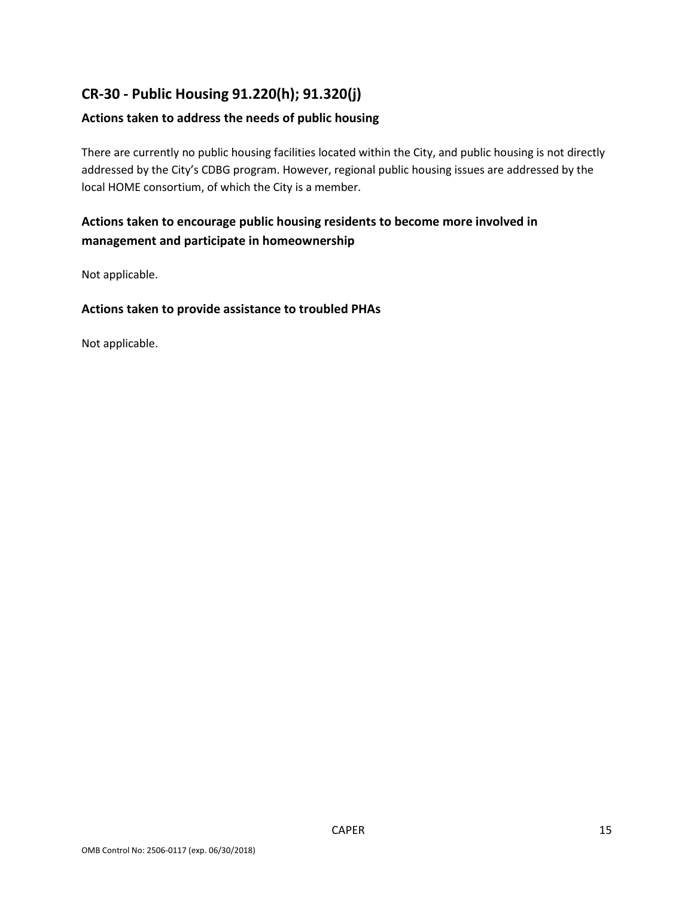## CR-30 - Public Housing 91.220(h); 91.320(j)

### Actions taken to address the needs of public housing

There are currently no public housing facilities located within the City, and public housing is not directly addressed by the City's CDBG program. However, regional public housing issues are addressed by the local HOME consortium, of which the City is a member.

### Actions taken to encourage public housing residents to become more involved in management and participate in homeownership

Not applicable.

### Actions taken to provide assistance to troubled PHAs

Not applicable.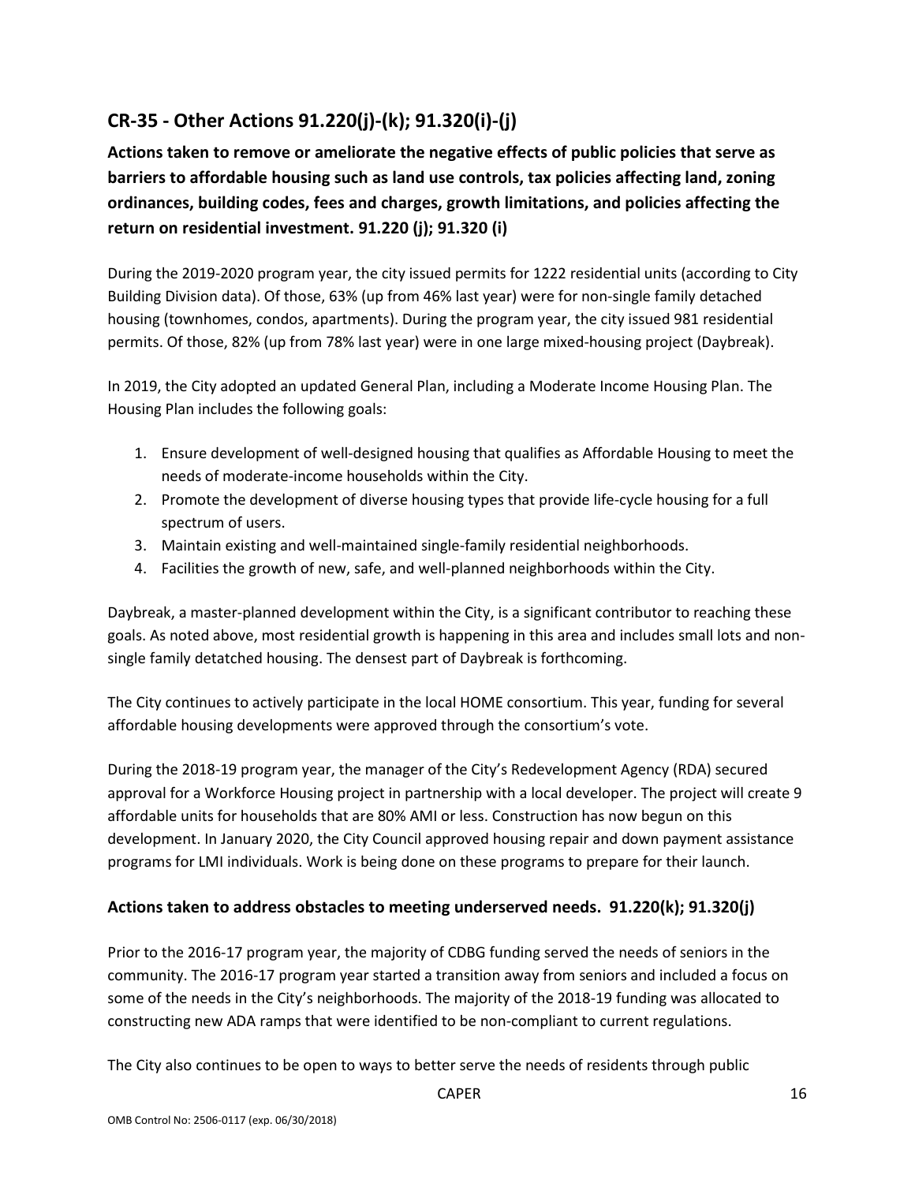## CR-35 - Other Actions 91.220(j)-(k); 91.320(i)-(j)

**Actions taken to remove or ameliorate the negative effects of public policies that serve as barriers to affordable housing such as land use controls, tax policies affecting land, zoning ordinances, building codes, fees and charges, growth limitations, and policies affecting the return on residential investment. 91.220 (j); 91.320 (i)**

During the 2019-2020 program year, the city issued permits for 1222 residential units (according to City Building Division data). Of those, 63% (up from 46% last year) were for non-single family detached housing (townhomes, condos, apartments). During the program year, the city issued 981 residential permits. Of those, 82% (up from 78% last year) were in one large mixed-housing project (Daybreak).

In 2019, the City adopted an updated General Plan, including a Moderate Income Housing Plan. The Housing Plan includes the following goals:

1. Ensure development of well-designed housing that qualifies as Affordable Housing to meet the needs of moderate-income households within the City.
2. Promote the development of diverse housing types that provide life-cycle housing for a full spectrum of users.
3. Maintain existing and well-maintained single-family residential neighborhoods.
4. Facilities the growth of new, safe, and well-planned neighborhoods within the City.

Daybreak, a master-planned development within the City, is a significant contributor to reaching these goals. As noted above, most residential growth is happening in this area and includes small lots and non-single family detatched housing. The densest part of Daybreak is forthcoming.

The City continues to actively participate in the local HOME consortium. This year, funding for several affordable housing developments were approved through the consortium's vote.

During the 2018-19 program year, the manager of the City's Redevelopment Agency (RDA) secured approval for a Workforce Housing project in partnership with a local developer. The project will create 9 affordable units for households that are 80% AMI or less. Construction has now begun on this development. In January 2020, the City Council approved housing repair and down payment assistance programs for LMI individuals. Work is being done on these programs to prepare for their launch.

### Actions taken to address obstacles to meeting underserved needs. 91.220(k); 91.320(j)

Prior to the 2016-17 program year, the majority of CDBG funding served the needs of seniors in the community. The 2016-17 program year started a transition away from seniors and included a focus on some of the needs in the City's neighborhoods. The majority of the 2018-19 funding was allocated to constructing new ADA ramps that were identified to be non-compliant to current regulations.

The City also continues to be open to ways to better serve the needs of residents through public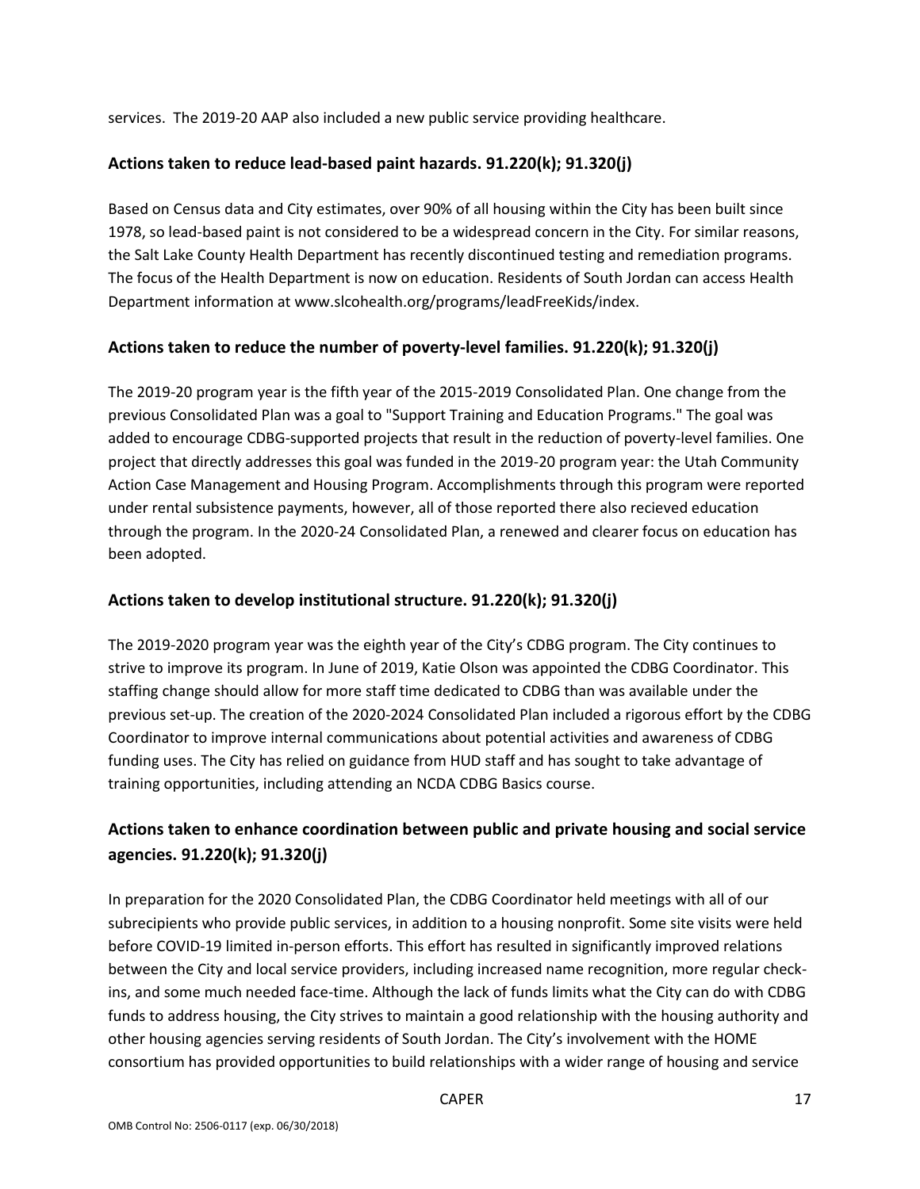services. The 2019-20 AAP also included a new public service providing healthcare.

## Actions taken to reduce lead-based paint hazards. 91.220(k); 91.320(j)

Based on Census data and City estimates, over 90% of all housing within the City has been built since 1978, so lead-based paint is not considered to be a widespread concern in the City. For similar reasons, the Salt Lake County Health Department has recently discontinued testing and remediation programs. The focus of the Health Department is now on education. Residents of South Jordan can access Health Department information at www.slcohealth.org/programs/leadFreeKids/index.

## Actions taken to reduce the number of poverty-level families. 91.220(k); 91.320(j)

The 2019-20 program year is the fifth year of the 2015-2019 Consolidated Plan. One change from the previous Consolidated Plan was a goal to "Support Training and Education Programs." The goal was added to encourage CDBG-supported projects that result in the reduction of poverty-level families. One project that directly addresses this goal was funded in the 2019-20 program year: the Utah Community Action Case Management and Housing Program. Accomplishments through this program were reported under rental subsistence payments, however, all of those reported there also recieved education through the program. In the 2020-24 Consolidated Plan, a renewed and clearer focus on education has been adopted.

## Actions taken to develop institutional structure. 91.220(k); 91.320(j)

The 2019-2020 program year was the eighth year of the City's CDBG program. The City continues to strive to improve its program. In June of 2019, Katie Olson was appointed the CDBG Coordinator. This staffing change should allow for more staff time dedicated to CDBG than was available under the previous set-up. The creation of the 2020-2024 Consolidated Plan included a rigorous effort by the CDBG Coordinator to improve internal communications about potential activities and awareness of CDBG funding uses. The City has relied on guidance from HUD staff and has sought to take advantage of training opportunities, including attending an NCDA CDBG Basics course.

## Actions taken to enhance coordination between public and private housing and social service agencies. 91.220(k); 91.320(j)

In preparation for the 2020 Consolidated Plan, the CDBG Coordinator held meetings with all of our subrecipients who provide public services, in addition to a housing nonprofit. Some site visits were held before COVID-19 limited in-person efforts. This effort has resulted in significantly improved relations between the City and local service providers, including increased name recognition, more regular check-ins, and some much needed face-time. Although the lack of funds limits what the City can do with CDBG funds to address housing, the City strives to maintain a good relationship with the housing authority and other housing agencies serving residents of South Jordan. The City's involvement with the HOME consortium has provided opportunities to build relationships with a wider range of housing and service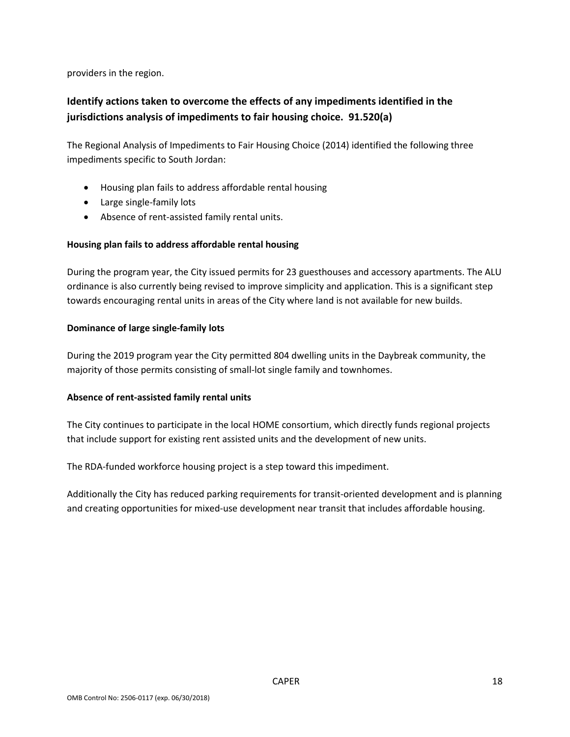providers in the region.

## Identify actions taken to overcome the effects of any impediments identified in the jurisdictions analysis of impediments to fair housing choice. 91.520(a)

The Regional Analysis of Impediments to Fair Housing Choice (2014) identified the following three impediments specific to South Jordan:

- Housing plan fails to address affordable rental housing
- Large single-family lots
- Absence of rent-assisted family rental units.

**Housing plan fails to address affordable rental housing**

During the program year, the City issued permits for 23 guesthouses and accessory apartments. The ALU ordinance is also currently being revised to improve simplicity and application. This is a significant step towards encouraging rental units in areas of the City where land is not available for new builds.

**Dominance of large single-family lots**

During the 2019 program year the City permitted 804 dwelling units in the Daybreak community, the majority of those permits consisting of small-lot single family and townhomes.

**Absence of rent-assisted family rental units**

The City continues to participate in the local HOME consortium, which directly funds regional projects that include support for existing rent assisted units and the development of new units.

The RDA-funded workforce housing project is a step toward this impediment.

Additionally the City has reduced parking requirements for transit-oriented development and is planning and creating opportunities for mixed-use development near transit that includes affordable housing.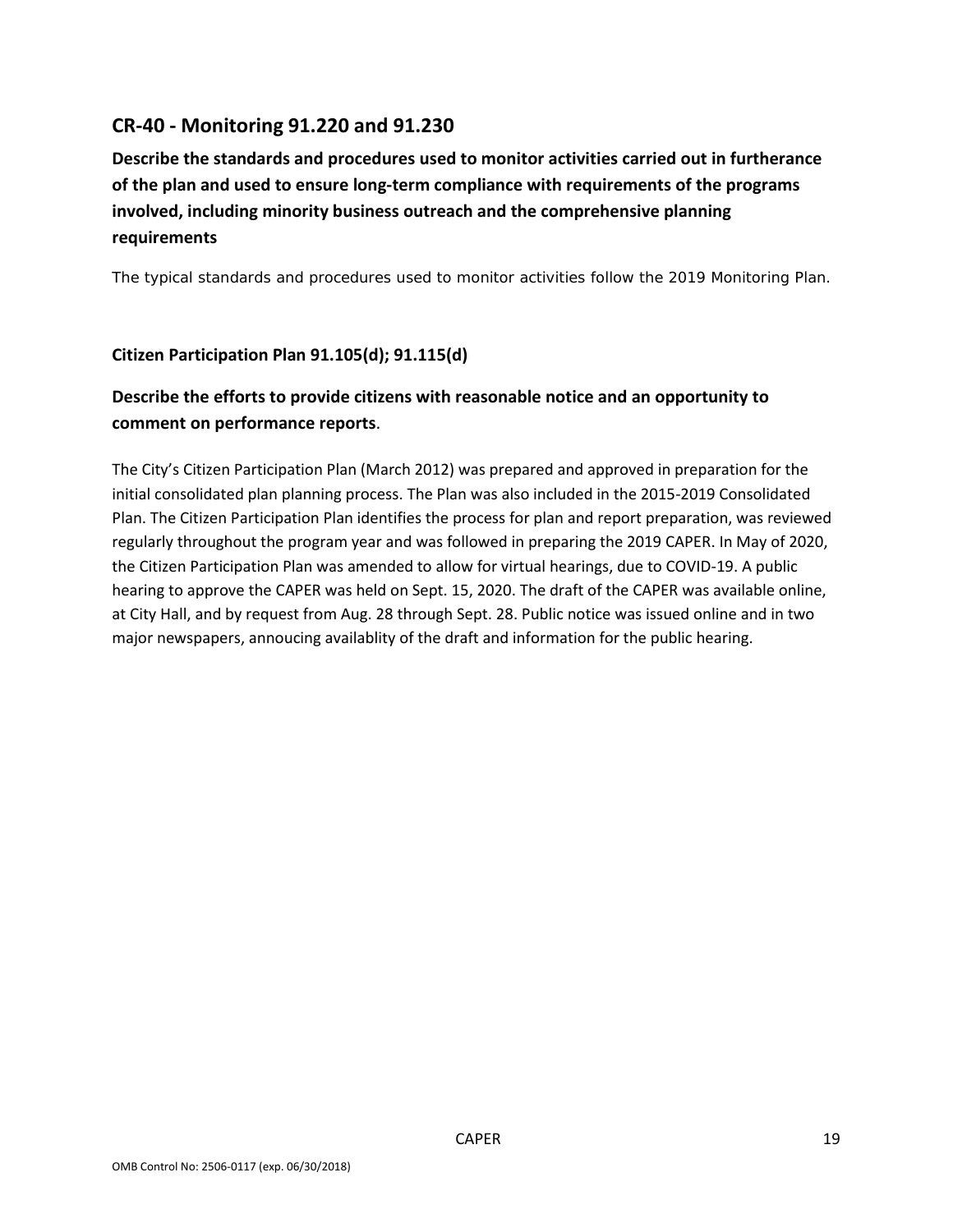## CR-40 - Monitoring 91.220 and 91.230

**Describe the standards and procedures used to monitor activities carried out in furtherance of the plan and used to ensure long-term compliance with requirements of the programs involved, including minority business outreach and the comprehensive planning requirements**

The typical standards and procedures used to monitor activities follow the 2019 Monitoring Plan.

**Citizen Participation Plan 91.105(d); 91.115(d)**

**Describe the efforts to provide citizens with reasonable notice and an opportunity to comment on performance reports**.

The City's Citizen Participation Plan (March 2012) was prepared and approved in preparation for the initial consolidated plan planning process. The Plan was also included in the 2015-2019 Consolidated Plan. The Citizen Participation Plan identifies the process for plan and report preparation, was reviewed regularly throughout the program year and was followed in preparing the 2019 CAPER. In May of 2020, the Citizen Participation Plan was amended to allow for virtual hearings, due to COVID-19. A public hearing to approve the CAPER was held on Sept. 15, 2020. The draft of the CAPER was available online, at City Hall, and by request from Aug. 28 through Sept. 28. Public notice was issued online and in two major newspapers, annoucing availablity of the draft and information for the public hearing.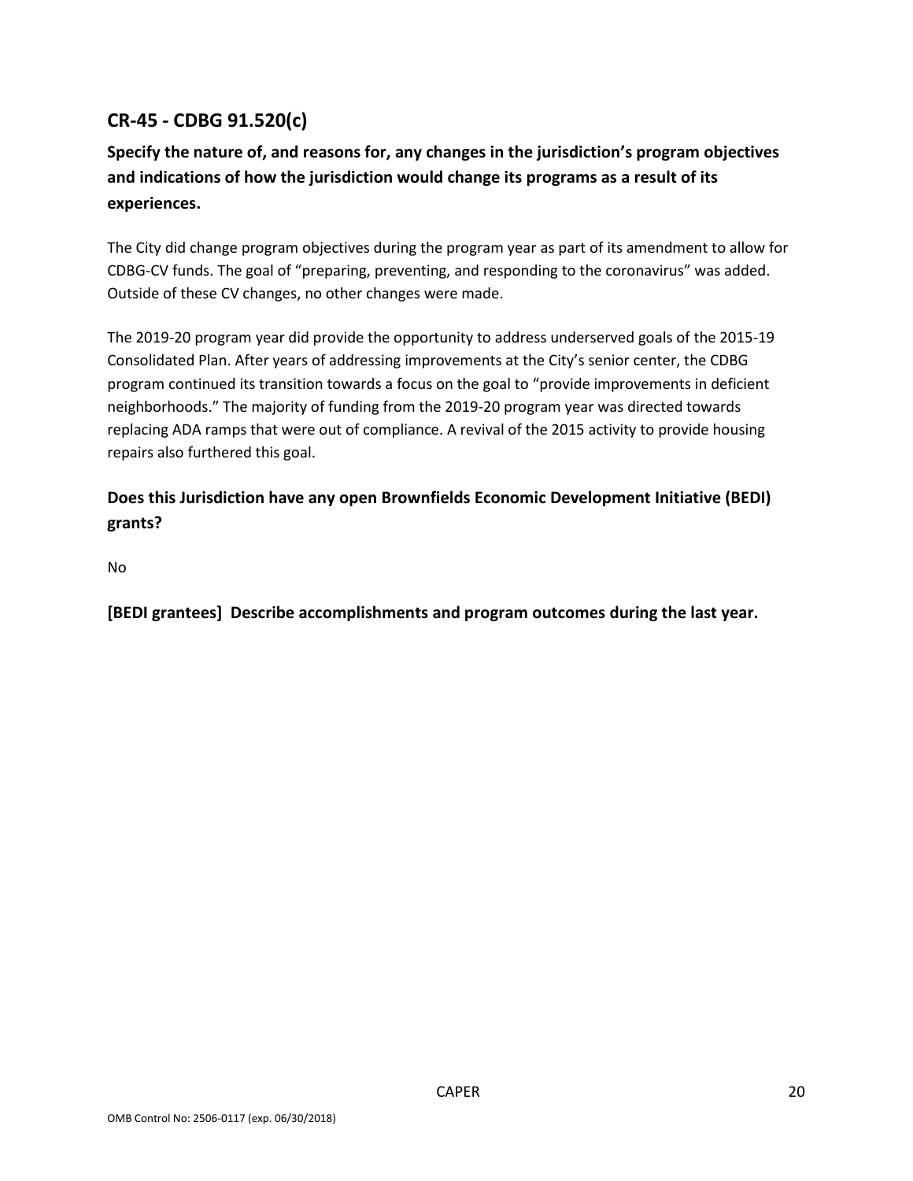## CR-45 - CDBG 91.520(c)

### Specify the nature of, and reasons for, any changes in the jurisdiction's program objectives and indications of how the jurisdiction would change its programs as a result of its experiences.

The City did change program objectives during the program year as part of its amendment to allow for CDBG-CV funds. The goal of "preparing, preventing, and responding to the coronavirus" was added. Outside of these CV changes, no other changes were made.

The 2019-20 program year did provide the opportunity to address underserved goals of the 2015-19 Consolidated Plan. After years of addressing improvements at the City's senior center, the CDBG program continued its transition towards a focus on the goal to "provide improvements in deficient neighborhoods." The majority of funding from the 2019-20 program year was directed towards replacing ADA ramps that were out of compliance. A revival of the 2015 activity to provide housing repairs also furthered this goal.

### Does this Jurisdiction have any open Brownfields Economic Development Initiative (BEDI) grants?

No

### [BEDI grantees] Describe accomplishments and program outcomes during the last year.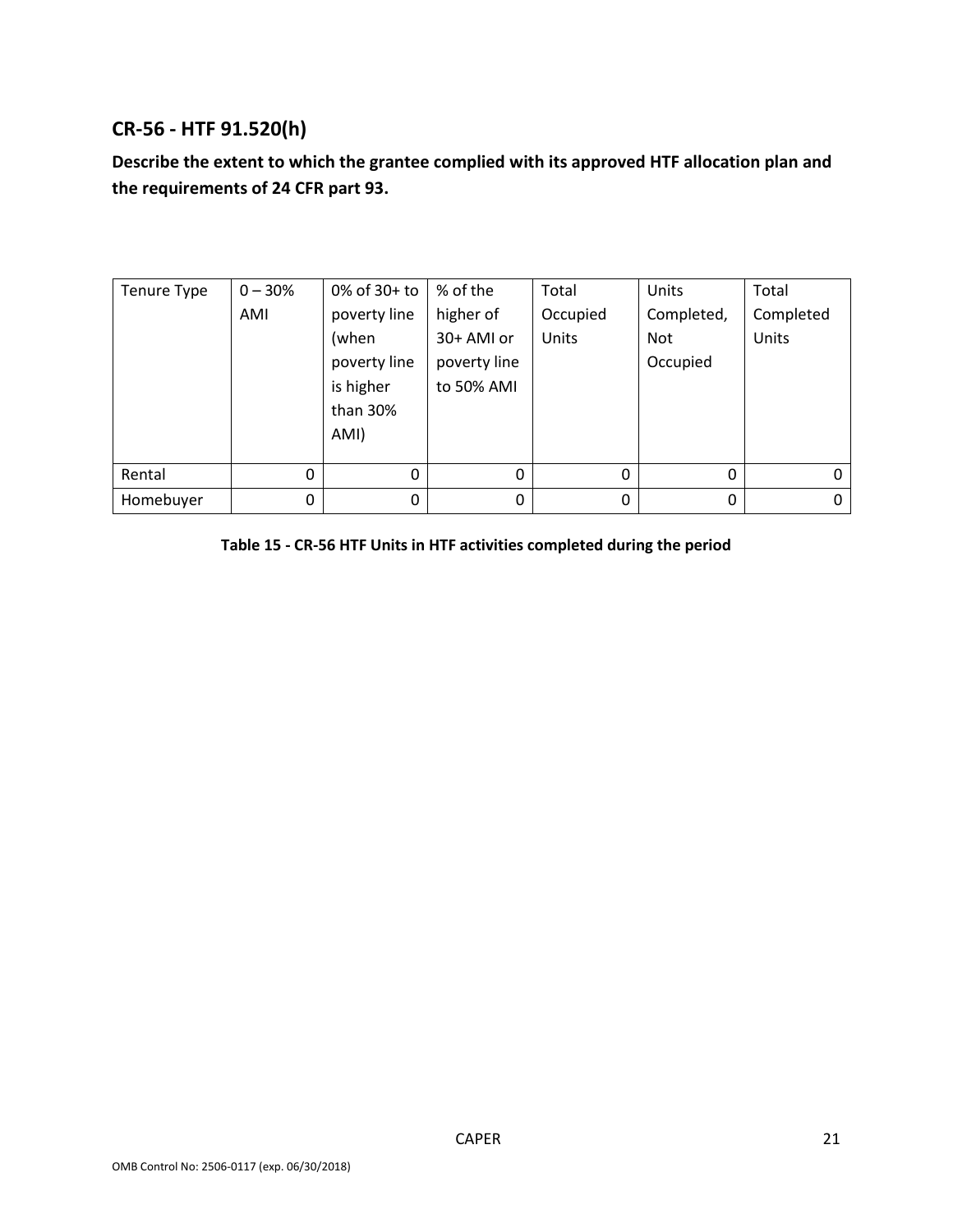## CR-56 - HTF 91.520(h)

**Describe the extent to which the grantee complied with its approved HTF allocation plan and the requirements of 24 CFR part 93.**

| Tenure Type | 0 – 30% AMI | 0% of 30+ to poverty line (when poverty line is higher than 30% AMI) | % of the higher of 30+ AMI or poverty line to 50% AMI | Total Occupied Units | Units Completed, Not Occupied | Total Completed Units |
|---|---|---|---|---|---|---|
| Rental | 0 | 0 | 0 | 0 | 0 | 0 |
| Homebuyer | 0 | 0 | 0 | 0 | 0 | 0 |

**Table 15 - CR-56 HTF Units in HTF activities completed during the period**

OMB Control No: 2506-0117 (exp. 06/30/2018)